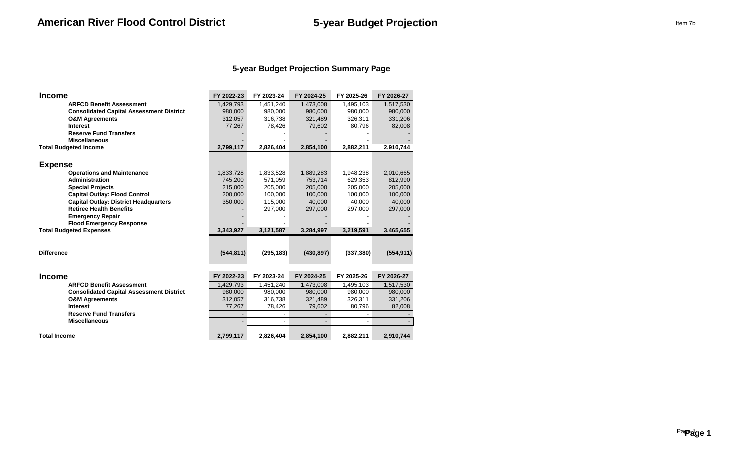# American River Flood Control District

# 5-year Budget Projection

Item 7b

## 5-year Budget Projection Summary Page

| Income | FY 2022-23 | FY 2023-24 | FY 2024-25 | FY 2025-26 | FY 2026-27 |
|---|---|---|---|---|---|
| ARFCD Benefit Assessment | 1,429,793 | 1,451,240 | 1,473,008 | 1,495,103 | 1,517,530 |
| Consolidated Capital Assessment District | 980,000 | 980,000 | 980,000 | 980,000 | 980,000 |
| O&M Agreements | 312,057 | 316,738 | 321,489 | 326,311 | 331,206 |
| Interest | 77,267 | 78,426 | 79,602 | 80,796 | 82,008 |
| Reserve Fund Transfers | - | - | - | - | - |
| Miscellaneous | - | - | - | - | - |
| **Total Budgeted Income** | **2,799,117** | **2,826,404** | **2,854,100** | **2,882,211** | **2,910,744** |
| **Expense** | | | | | |
| Operations and Maintenance | 1,833,728 | 1,833,528 | 1,889,283 | 1,948,238 | 2,010,665 |
| Administration | 745,200 | 571,059 | 753,714 | 629,353 | 812,990 |
| Special Projects | 215,000 | 205,000 | 205,000 | 205,000 | 205,000 |
| Capital Outlay: Flood Control | 200,000 | 100,000 | 100,000 | 100,000 | 100,000 |
| Capital Outlay: District Headquarters | 350,000 | 115,000 | 40,000 | 40,000 | 40,000 |
| Retiree Health Benefits | - | 297,000 | 297,000 | 297,000 | 297,000 |
| Emergency Repair | - | - | - | - | - |
| Flood Emergency Response | - | - | - | - | - |
| **Total Budgeted Expenses** | **3,343,927** | **3,121,587** | **3,284,997** | **3,219,591** | **3,465,655** |
| **Difference** | **(544,811)** | **(295,183)** | **(430,897)** | **(337,380)** | **(554,911)** |

| Income | FY 2022-23 | FY 2023-24 | FY 2024-25 | FY 2025-26 | FY 2026-27 |
|---|---|---|---|---|---|
| ARFCD Benefit Assessment | 1,429,793 | 1,451,240 | 1,473,008 | 1,495,103 | 1,517,530 |
| Consolidated Capital Assessment District | 980,000 | 980,000 | 980,000 | 980,000 | 980,000 |
| O&M Agreements | 312,057 | 316,738 | 321,489 | 326,311 | 331,206 |
| Interest | 77,267 | 78,426 | 79,602 | 80,796 | 82,008 |
| Reserve Fund Transfers | - | - | - | - | - |
| Miscellaneous | - | - | - | - | - |
| **Total Income** | **2,799,117** | **2,826,404** | **2,854,100** | **2,882,211** | **2,910,744** |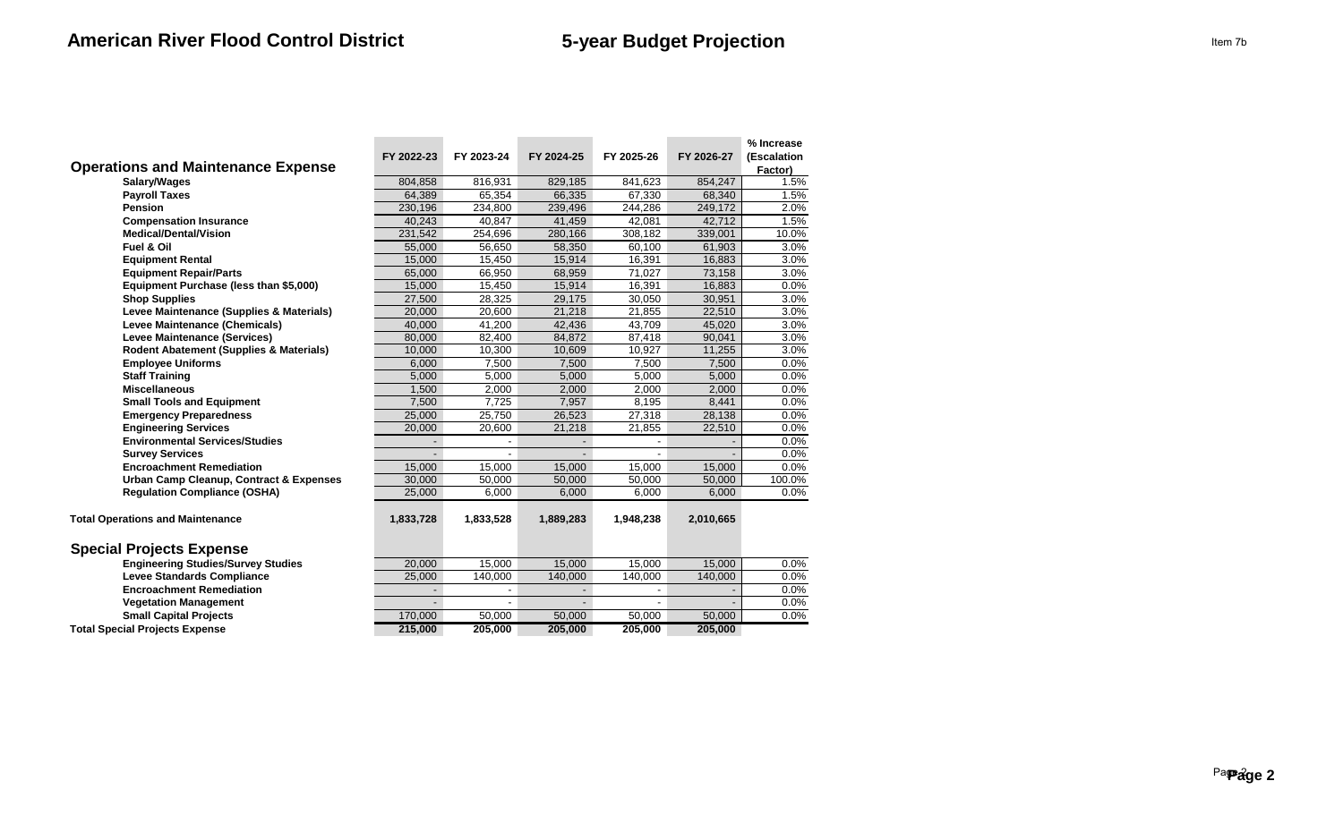# American River Flood Control District

## 5-year Budget Projection

Item 7b

| Operations and Maintenance Expense | FY 2022-23 | FY 2023-24 | FY 2024-25 | FY 2025-26 | FY 2026-27 | % Increase (Escalation Factor) |
|---|---|---|---|---|---|---|
| Salary/Wages | 804,858 | 816,931 | 829,185 | 841,623 | 854,247 | 1.5% |
| Payroll Taxes | 64,389 | 65,354 | 66,335 | 67,330 | 68,340 | 1.5% |
| Pension | 230,196 | 234,800 | 239,496 | 244,286 | 249,172 | 2.0% |
| Compensation Insurance | 40,243 | 40,847 | 41,459 | 42,081 | 42,712 | 1.5% |
| Medical/Dental/Vision | 231,542 | 254,696 | 280,166 | 308,182 | 339,001 | 10.0% |
| Fuel & Oil | 55,000 | 56,650 | 58,350 | 60,100 | 61,903 | 3.0% |
| Equipment Rental | 15,000 | 15,450 | 15,914 | 16,391 | 16,883 | 3.0% |
| Equipment Repair/Parts | 65,000 | 66,950 | 68,959 | 71,027 | 73,158 | 3.0% |
| Equipment Purchase (less than $5,000) | 15,000 | 15,450 | 15,914 | 16,391 | 16,883 | 0.0% |
| Shop Supplies | 27,500 | 28,325 | 29,175 | 30,050 | 30,951 | 3.0% |
| Levee Maintenance (Supplies & Materials) | 20,000 | 20,600 | 21,218 | 21,855 | 22,510 | 3.0% |
| Levee Maintenance (Chemicals) | 40,000 | 41,200 | 42,436 | 43,709 | 45,020 | 3.0% |
| Levee Maintenance (Services) | 80,000 | 82,400 | 84,872 | 87,418 | 90,041 | 3.0% |
| Rodent Abatement (Supplies & Materials) | 10,000 | 10,300 | 10,609 | 10,927 | 11,255 | 3.0% |
| Employee Uniforms | 6,000 | 7,500 | 7,500 | 7,500 | 7,500 | 0.0% |
| Staff Training | 5,000 | 5,000 | 5,000 | 5,000 | 5,000 | 0.0% |
| Miscellaneous | 1,500 | 2,000 | 2,000 | 2,000 | 2,000 | 0.0% |
| Small Tools and Equipment | 7,500 | 7,725 | 7,957 | 8,195 | 8,441 | 0.0% |
| Emergency Preparedness | 25,000 | 25,750 | 26,523 | 27,318 | 28,138 | 0.0% |
| Engineering Services | 20,000 | 20,600 | 21,218 | 21,855 | 22,510 | 0.0% |
| Environmental Services/Studies | - | - | - | - | - | 0.0% |
| Survey Services | - | - | - | - | - | 0.0% |
| Encroachment Remediation | 15,000 | 15,000 | 15,000 | 15,000 | 15,000 | 0.0% |
| Urban Camp Cleanup, Contract & Expenses | 30,000 | 50,000 | 50,000 | 50,000 | 50,000 | 100.0% |
| Regulation Compliance (OSHA) | 25,000 | 6,000 | 6,000 | 6,000 | 6,000 | 0.0% |
| **Total Operations and Maintenance** | **1,833,728** | **1,833,528** | **1,889,283** | **1,948,238** | **2,010,665** | |

| Special Projects Expense | FY 2022-23 | FY 2023-24 | FY 2024-25 | FY 2025-26 | FY 2026-27 | % Increase (Escalation Factor) |
|---|---|---|---|---|---|---|
| Engineering Studies/Survey Studies | 20,000 | 15,000 | 15,000 | 15,000 | 15,000 | 0.0% |
| Levee Standards Compliance | 25,000 | 140,000 | 140,000 | 140,000 | 140,000 | 0.0% |
| Encroachment Remediation | - | - | - | - | - | 0.0% |
| Vegetation Management | - | - | - | - | - | 0.0% |
| Small Capital Projects | 170,000 | 50,000 | 50,000 | 50,000 | 50,000 | 0.0% |
| **Total Special Projects Expense** | **215,000** | **205,000** | **205,000** | **205,000** | **205,000** | |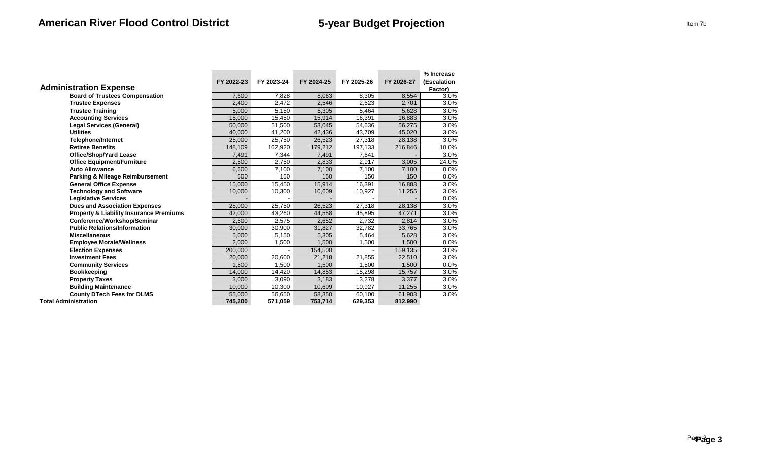# American River Flood Control District

## 5-year Budget Projection

Item 7b

| Administration Expense | FY 2022-23 | FY 2023-24 | FY 2024-25 | FY 2025-26 | FY 2026-27 | % Increase (Escalation Factor) |
|---|---|---|---|---|---|---|
| Board of Trustees Compensation | 7,600 | 7,828 | 8,063 | 8,305 | 8,554 | 3.0% |
| Trustee Expenses | 2,400 | 2,472 | 2,546 | 2,623 | 2,701 | 3.0% |
| Trustee Training | 5,000 | 5,150 | 5,305 | 5,464 | 5,628 | 3.0% |
| Accounting Services | 15,000 | 15,450 | 15,914 | 16,391 | 16,883 | 3.0% |
| Legal Services (General) | 50,000 | 51,500 | 53,045 | 54,636 | 56,275 | 3.0% |
| Utilities | 40,000 | 41,200 | 42,436 | 43,709 | 45,020 | 3.0% |
| Telephone/Internet | 25,000 | 25,750 | 26,523 | 27,318 | 28,138 | 3.0% |
| Retiree Benefits | 148,109 | 162,920 | 179,212 | 197,133 | 216,846 | 10.0% |
| Office/Shop/Yard Lease | 7,491 | 7,344 | 7,491 | 7,641 | - | 3.0% |
| Office Equipment/Furniture | 2,500 | 2,750 | 2,833 | 2,917 | 3,005 | 24.0% |
| Auto Allowance | 6,600 | 7,100 | 7,100 | 7,100 | 7,100 | 0.0% |
| Parking & Mileage Reimbursement | 500 | 150 | 150 | 150 | 150 | 0.0% |
| General Office Expense | 15,000 | 15,450 | 15,914 | 16,391 | 16,883 | 3.0% |
| Technology and Software | 10,000 | 10,300 | 10,609 | 10,927 | 11,255 | 3.0% |
| Legislative Services | - | - | - | - | - | 0.0% |
| Dues and Association Expenses | 25,000 | 25,750 | 26,523 | 27,318 | 28,138 | 3.0% |
| Property & Liability Insurance Premiums | 42,000 | 43,260 | 44,558 | 45,895 | 47,271 | 3.0% |
| Conference/Workshop/Seminar | 2,500 | 2,575 | 2,652 | 2,732 | 2,814 | 3.0% |
| Public Relations/Information | 30,000 | 30,900 | 31,827 | 32,782 | 33,765 | 3.0% |
| Miscellaneous | 5,000 | 5,150 | 5,305 | 5,464 | 5,628 | 3.0% |
| Employee Morale/Wellness | 2,000 | 1,500 | 1,500 | 1,500 | 1,500 | 0.0% |
| Election Expenses | 200,000 | - | 154,500 | - | 159,135 | 3.0% |
| Investment Fees | 20,000 | 20,600 | 21,218 | 21,855 | 22,510 | 3.0% |
| Community Services | 1,500 | 1,500 | 1,500 | 1,500 | 1,500 | 0.0% |
| Bookkeeping | 14,000 | 14,420 | 14,853 | 15,298 | 15,757 | 3.0% |
| Property Taxes | 3,000 | 3,090 | 3,183 | 3,278 | 3,377 | 3.0% |
| Building Maintenance | 10,000 | 10,300 | 10,609 | 10,927 | 11,255 | 3.0% |
| County DTech Fees for DLMS | 55,000 | 56,650 | 58,350 | 60,100 | 61,903 | 3.0% |
| **Total Administration** | **745,200** | **571,059** | **753,714** | **629,353** | **812,990** | |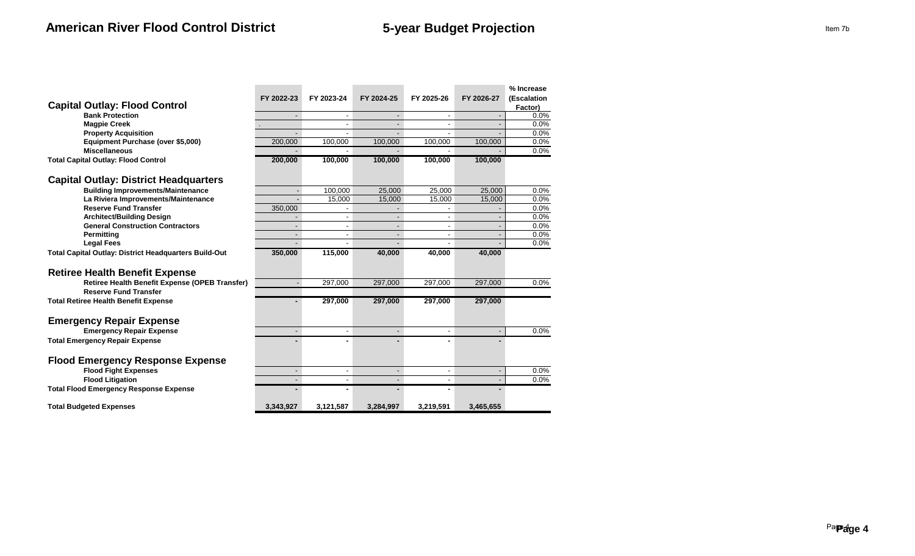**American River Flood Control District** **5-year Budget Projection** Item 7b

| Capital Outlay: Flood Control | FY 2022-23 | FY 2023-24 | FY 2024-25 | FY 2025-26 | FY 2026-27 | % Increase (Escalation Factor) |
|---|---|---|---|---|---|---|
| Bank Protection | - | - | - | - | - | 0.0% |
| Magpie Creek | . | - | - | - | - | 0.0% |
| Property Acquisition | - | - | - | - | - | 0.0% |
| Equipment Purchase (over $5,000) | 200,000 | 100,000 | 100,000 | 100,000 | 100,000 | 0.0% |
| Miscellaneous | - | - | - | - | - | 0.0% |
| **Total Capital Outlay: Flood Control** | **200,000** | **100,000** | **100,000** | **100,000** | **100,000** | |
| **Capital Outlay: District Headquarters** | | | | | | |
| Building Improvements/Maintenance | - | 100,000 | 25,000 | 25,000 | 25,000 | 0.0% |
| La Riviera Improvements/Maintenance | - | 15,000 | 15,000 | 15,000 | 15,000 | 0.0% |
| Reserve Fund Transfer | 350,000 | - | - | - | - | 0.0% |
| Architect/Building Design | - | - | - | - | - | 0.0% |
| General Construction Contractors | - | - | - | - | - | 0.0% |
| Permitting | - | - | - | - | - | 0.0% |
| Legal Fees | - | - | - | - | - | 0.0% |
| **Total Capital Outlay: District Headquarters Build-Out** | **350,000** | **115,000** | **40,000** | **40,000** | **40,000** | |
| **Retiree Health Benefit Expense** | | | | | | |
| Retiree Health Benefit Expense (OPEB Transfer) | - | 297,000 | 297,000 | 297,000 | 297,000 | 0.0% |
| Reserve Fund Transfer | | | | | | |
| **Total Retiree Health Benefit Expense** | **-** | **297,000** | **297,000** | **297,000** | **297,000** | |
| **Emergency Repair Expense** | | | | | | |
| Emergency Repair Expense | - | - | - | - | - | 0.0% |
| **Total Emergency Repair Expense** | **-** | **-** | **-** | **-** | **-** | |
| **Flood Emergency Response Expense** | | | | | | |
| Flood Fight Expenses | - | - | - | - | - | 0.0% |
| Flood Litigation | - | - | - | - | - | 0.0% |
| **Total Flood Emergency Response Expense** | **-** | **-** | **-** | **-** | **-** | |
| **Total Budgeted Expenses** | **3,343,927** | **3,121,587** | **3,284,997** | **3,219,591** | **3,465,655** | |